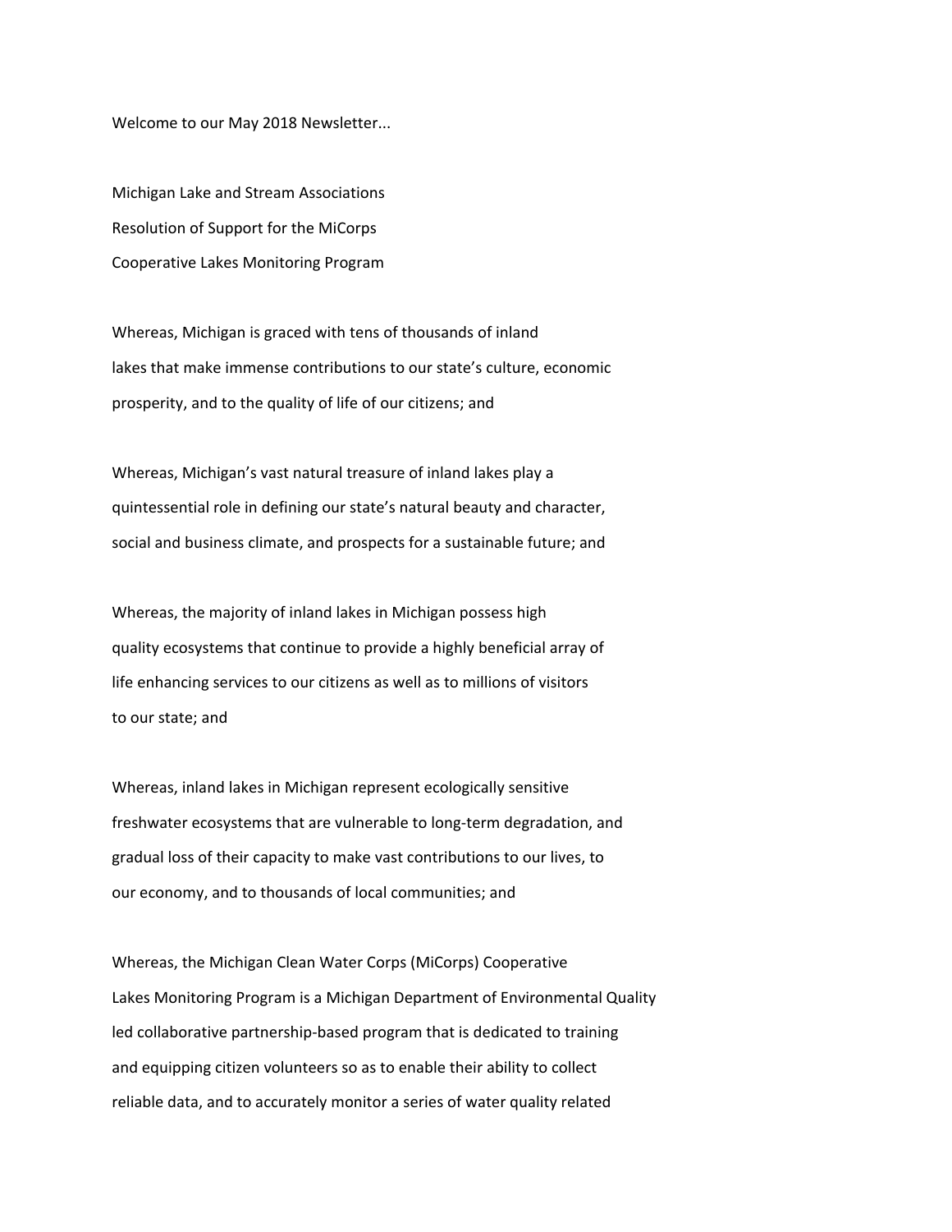Welcome to our May 2018 Newsletter...

Michigan Lake and Stream Associations
Resolution of Support for the MiCorps
Cooperative Lakes Monitoring Program

Whereas, Michigan is graced with tens of thousands of inland lakes that make immense contributions to our state's culture, economic prosperity, and to the quality of life of our citizens; and

Whereas, Michigan's vast natural treasure of inland lakes play a quintessential role in defining our state's natural beauty and character, social and business climate, and prospects for a sustainable future; and

Whereas, the majority of inland lakes in Michigan possess high quality ecosystems that continue to provide a highly beneficial array of life enhancing services to our citizens as well as to millions of visitors to our state; and

Whereas, inland lakes in Michigan represent ecologically sensitive freshwater ecosystems that are vulnerable to long-term degradation, and gradual loss of their capacity to make vast contributions to our lives, to our economy, and to thousands of local communities; and

Whereas, the Michigan Clean Water Corps (MiCorps) Cooperative Lakes Monitoring Program is a Michigan Department of Environmental Quality led collaborative partnership-based program that is dedicated to training and equipping citizen volunteers so as to enable their ability to collect reliable data, and to accurately monitor a series of water quality related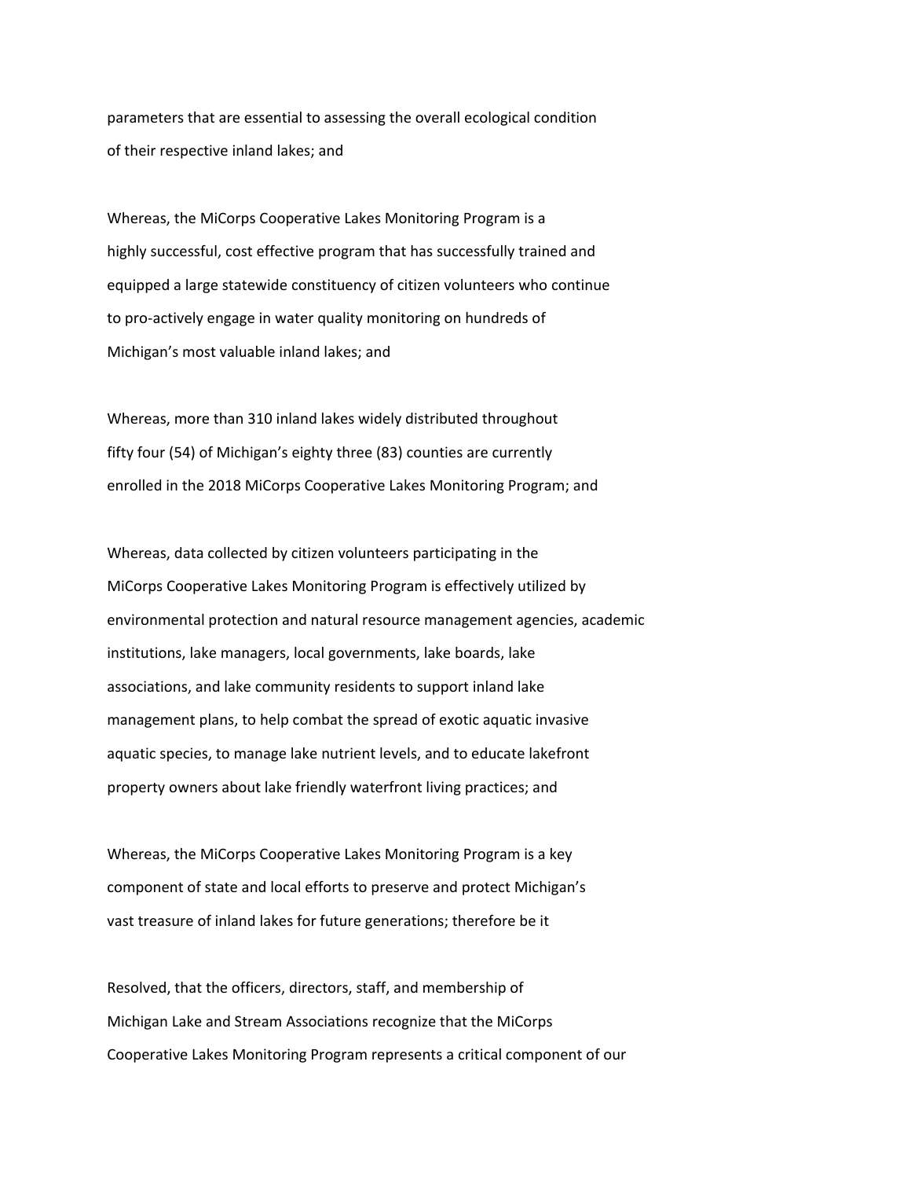parameters that are essential to assessing the overall ecological condition of their respective inland lakes; and

Whereas, the MiCorps Cooperative Lakes Monitoring Program is a highly successful, cost effective program that has successfully trained and equipped a large statewide constituency of citizen volunteers who continue to pro-actively engage in water quality monitoring on hundreds of Michigan's most valuable inland lakes; and

Whereas, more than 310 inland lakes widely distributed throughout fifty four (54) of Michigan's eighty three (83) counties are currently enrolled in the 2018 MiCorps Cooperative Lakes Monitoring Program; and

Whereas, data collected by citizen volunteers participating in the MiCorps Cooperative Lakes Monitoring Program is effectively utilized by environmental protection and natural resource management agencies, academic institutions, lake managers, local governments, lake boards, lake associations, and lake community residents to support inland lake management plans, to help combat the spread of exotic aquatic invasive aquatic species, to manage lake nutrient levels, and to educate lakefront property owners about lake friendly waterfront living practices; and

Whereas, the MiCorps Cooperative Lakes Monitoring Program is a key component of state and local efforts to preserve and protect Michigan's vast treasure of inland lakes for future generations; therefore be it

Resolved, that the officers, directors, staff, and membership of Michigan Lake and Stream Associations recognize that the MiCorps Cooperative Lakes Monitoring Program represents a critical component of our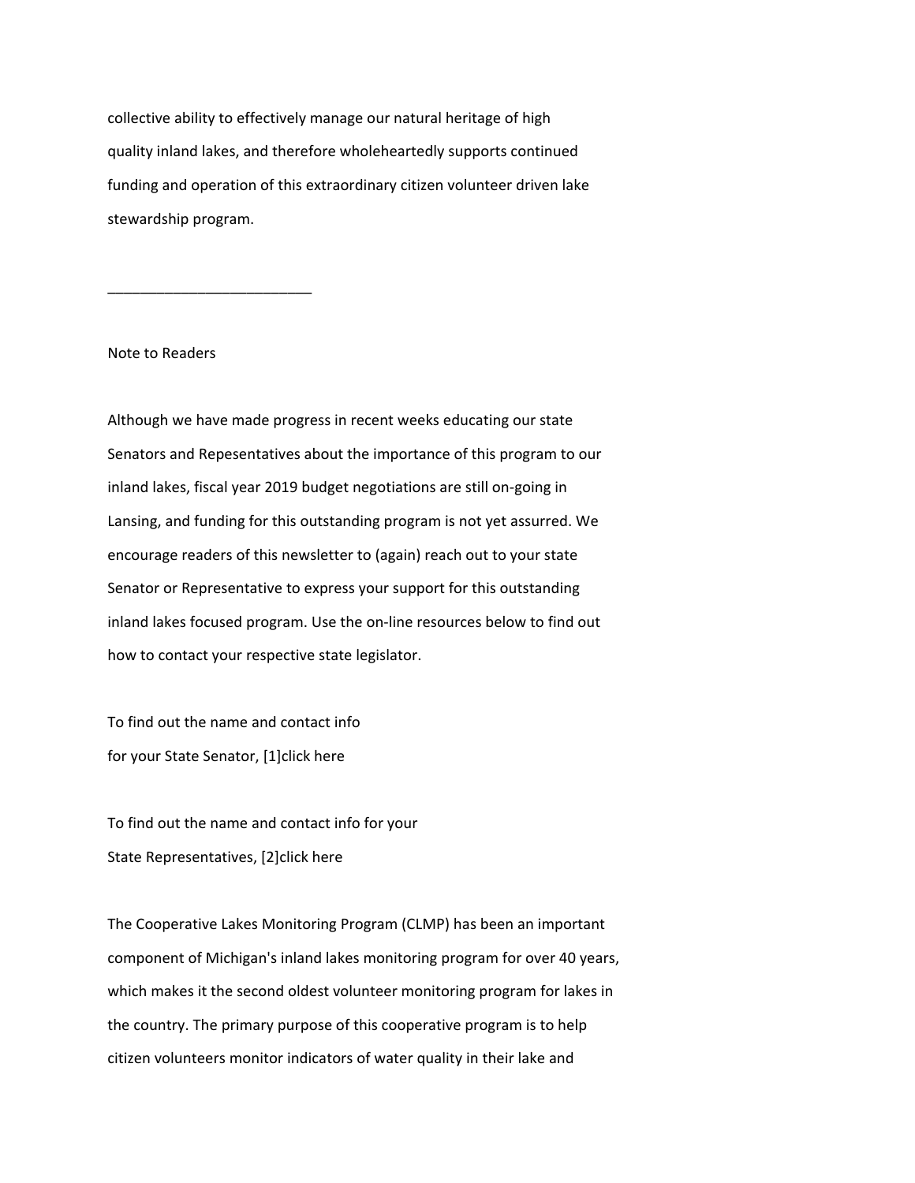collective ability to effectively manage our natural heritage of high quality inland lakes, and therefore wholeheartedly supports continued funding and operation of this extraordinary citizen volunteer driven lake stewardship program.

_________________________

Note to Readers

Although we have made progress in recent weeks educating our state Senators and Repesentatives about the importance of this program to our inland lakes, fiscal year 2019 budget negotiations are still on-going in Lansing, and funding for this outstanding program is not yet assurred. We encourage readers of this newsletter to (again) reach out to your state Senator or Representative to express your support for this outstanding inland lakes focused program. Use the on-line resources below to find out how to contact your respective state legislator.

To find out the name and contact info for your State Senator, [1]click here

To find out the name and contact info for your State Representatives, [2]click here

The Cooperative Lakes Monitoring Program (CLMP) has been an important component of Michigan's inland lakes monitoring program for over 40 years, which makes it the second oldest volunteer monitoring program for lakes in the country. The primary purpose of this cooperative program is to help citizen volunteers monitor indicators of water quality in their lake and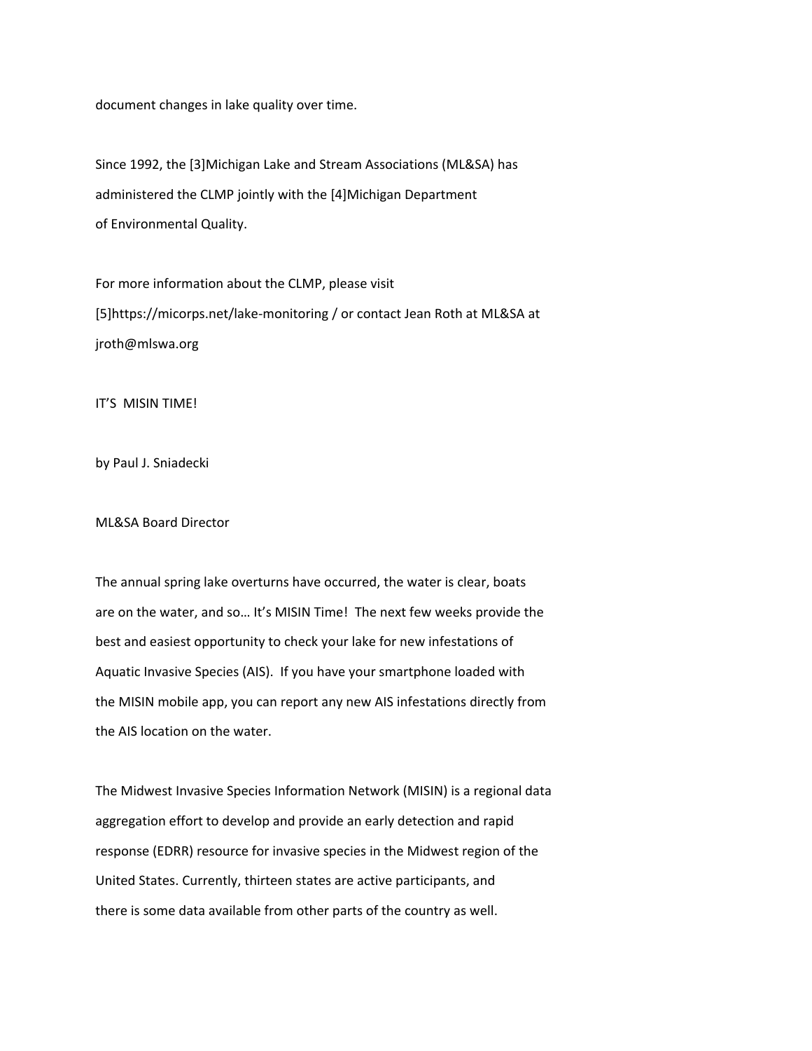document changes in lake quality over time.

Since 1992, the [3]Michigan Lake and Stream Associations (ML&SA) has administered the CLMP jointly with the [4]Michigan Department of Environmental Quality.

For more information about the CLMP, please visit [5]https://micorps.net/lake-monitoring / or contact Jean Roth at ML&SA at jroth@mlswa.org

IT'S  MISIN TIME!

by Paul J. Sniadecki

ML&SA Board Director

The annual spring lake overturns have occurred, the water is clear, boats are on the water, and so… It's MISIN Time!  The next few weeks provide the best and easiest opportunity to check your lake for new infestations of Aquatic Invasive Species (AIS).  If you have your smartphone loaded with the MISIN mobile app, you can report any new AIS infestations directly from the AIS location on the water.

The Midwest Invasive Species Information Network (MISIN) is a regional data aggregation effort to develop and provide an early detection and rapid response (EDRR) resource for invasive species in the Midwest region of the United States. Currently, thirteen states are active participants, and there is some data available from other parts of the country as well.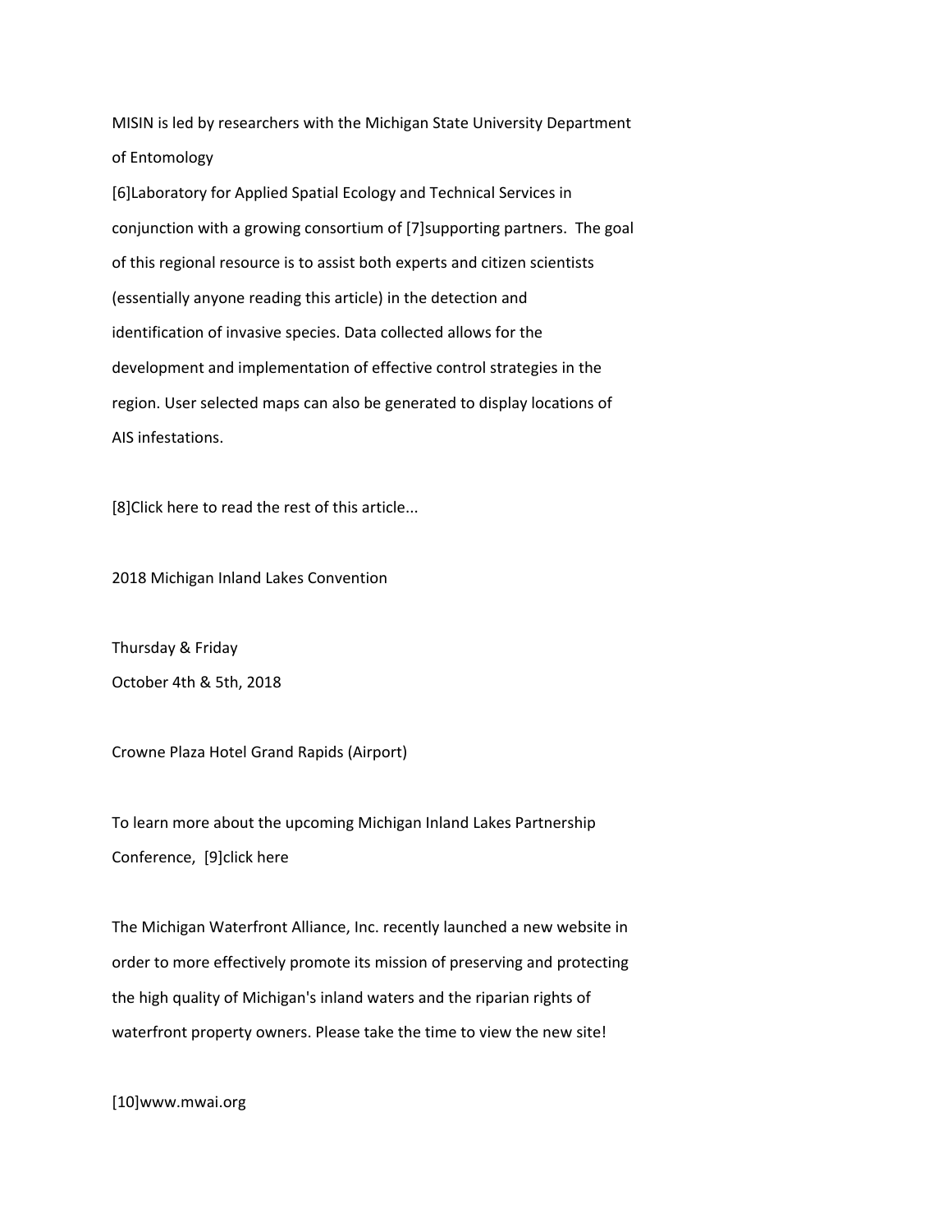MISIN is led by researchers with the Michigan State University Department of Entomology
[6]Laboratory for Applied Spatial Ecology and Technical Services in conjunction with a growing consortium of [7]supporting partners.  The goal of this regional resource is to assist both experts and citizen scientists (essentially anyone reading this article) in the detection and identification of invasive species. Data collected allows for the development and implementation of effective control strategies in the region. User selected maps can also be generated to display locations of AIS infestations.

[8]Click here to read the rest of this article...

2018 Michigan Inland Lakes Convention

Thursday & Friday
October 4th & 5th, 2018

Crowne Plaza Hotel Grand Rapids (Airport)

To learn more about the upcoming Michigan Inland Lakes Partnership Conference,  [9]click here

The Michigan Waterfront Alliance, Inc. recently launched a new website in order to more effectively promote its mission of preserving and protecting the high quality of Michigan's inland waters and the riparian rights of waterfront property owners. Please take the time to view the new site!

[10]www.mwai.org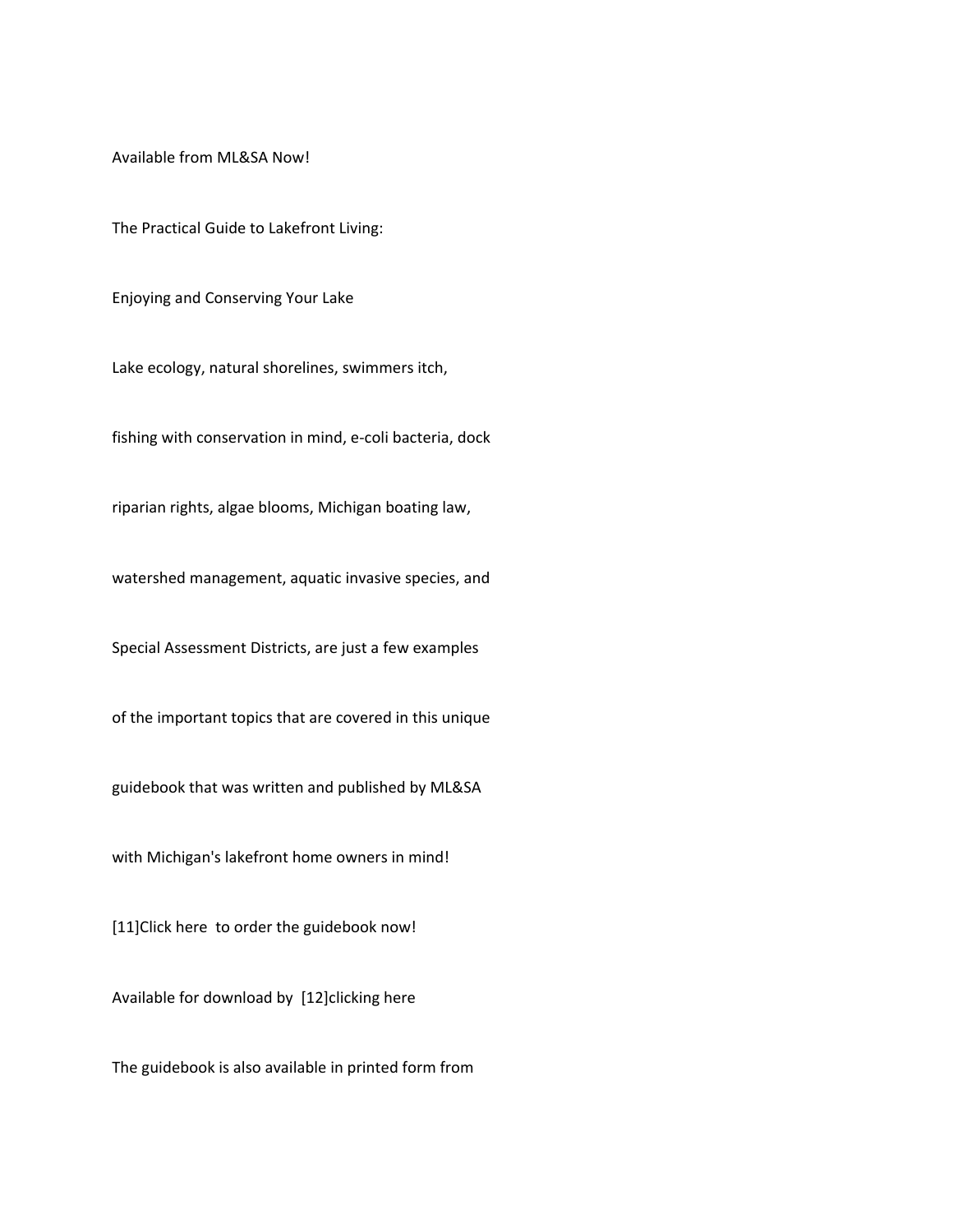Available from ML&SA Now!

The Practical Guide to Lakefront Living:

Enjoying and Conserving Your Lake

Lake ecology, natural shorelines, swimmers itch, fishing with conservation in mind, e-coli bacteria, dock riparian rights, algae blooms, Michigan boating law, watershed management, aquatic invasive species, and Special Assessment Districts, are just a few examples of the important topics that are covered in this unique guidebook that was written and published by ML&SA with Michigan's lakefront home owners in mind!

[11]Click here  to order the guidebook now!

Available for download by  [12]clicking here

The guidebook is also available in printed form from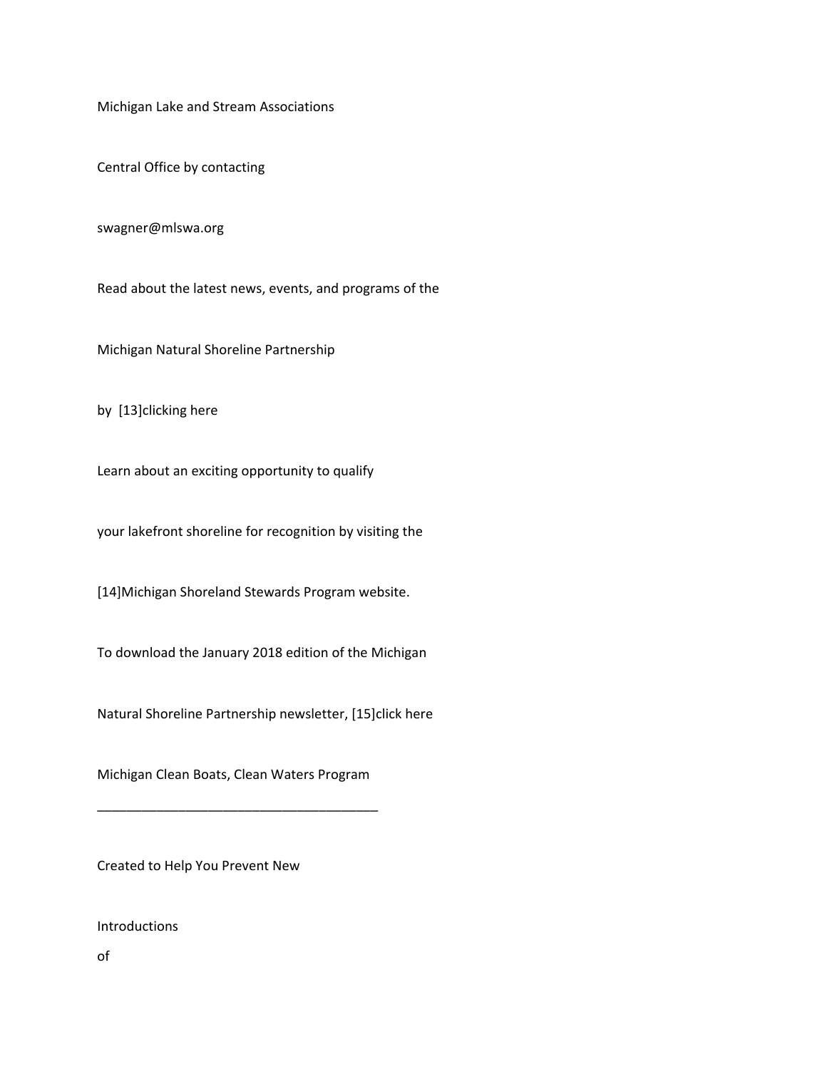Michigan Lake and Stream Associations

Central Office by contacting

swagner@mlswa.org

Read about the latest news, events, and programs of the

Michigan Natural Shoreline Partnership

by [13]clicking here

Learn about an exciting opportunity to qualify

your lakefront shoreline for recognition by visiting the

[14]Michigan Shoreland Stewards Program website.

To download the January 2018 edition of the Michigan

Natural Shoreline Partnership newsletter, [15]click here

Michigan Clean Boats, Clean Waters Program

______________________________________

Created to Help You Prevent New

Introductions

of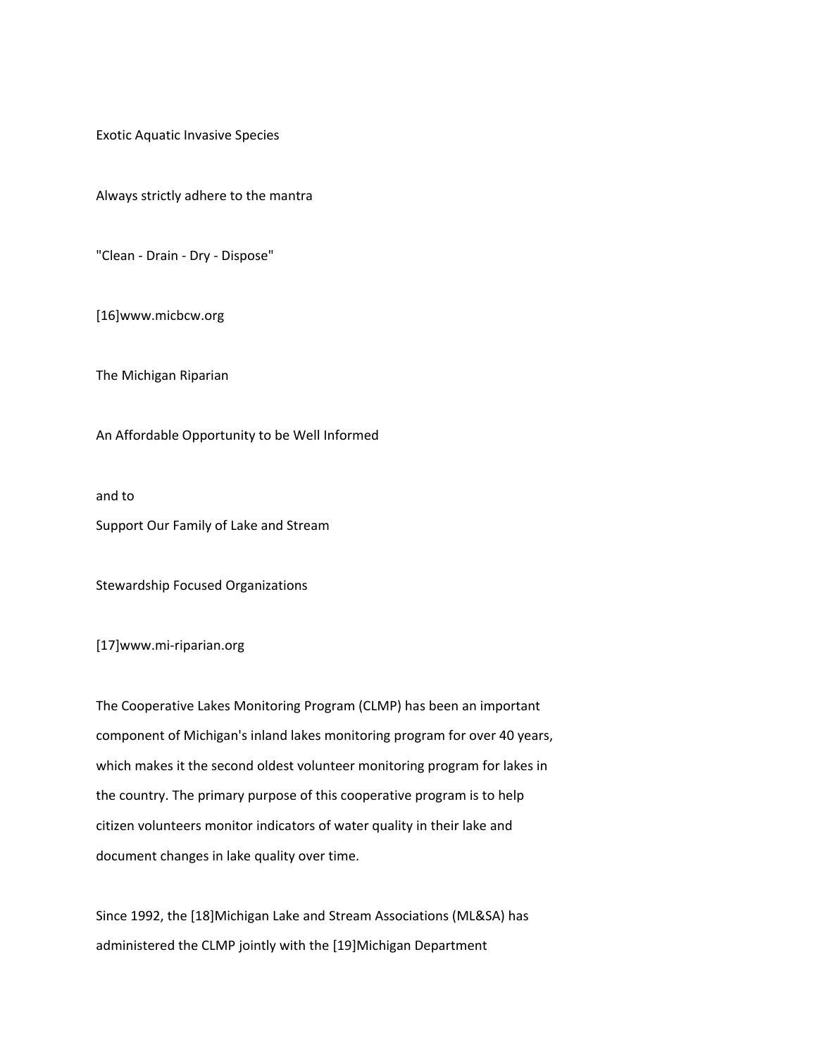Exotic Aquatic Invasive Species

Always strictly adhere to the mantra

"Clean - Drain - Dry - Dispose"

[16]www.micbcw.org

The Michigan Riparian

An Affordable Opportunity to be Well Informed

and to
Support Our Family of Lake and Stream

Stewardship Focused Organizations

[17]www.mi-riparian.org

The Cooperative Lakes Monitoring Program (CLMP) has been an important component of Michigan's inland lakes monitoring program for over 40 years, which makes it the second oldest volunteer monitoring program for lakes in the country. The primary purpose of this cooperative program is to help citizen volunteers monitor indicators of water quality in their lake and document changes in lake quality over time.

Since 1992, the [18]Michigan Lake and Stream Associations (ML&SA) has administered the CLMP jointly with the [19]Michigan Department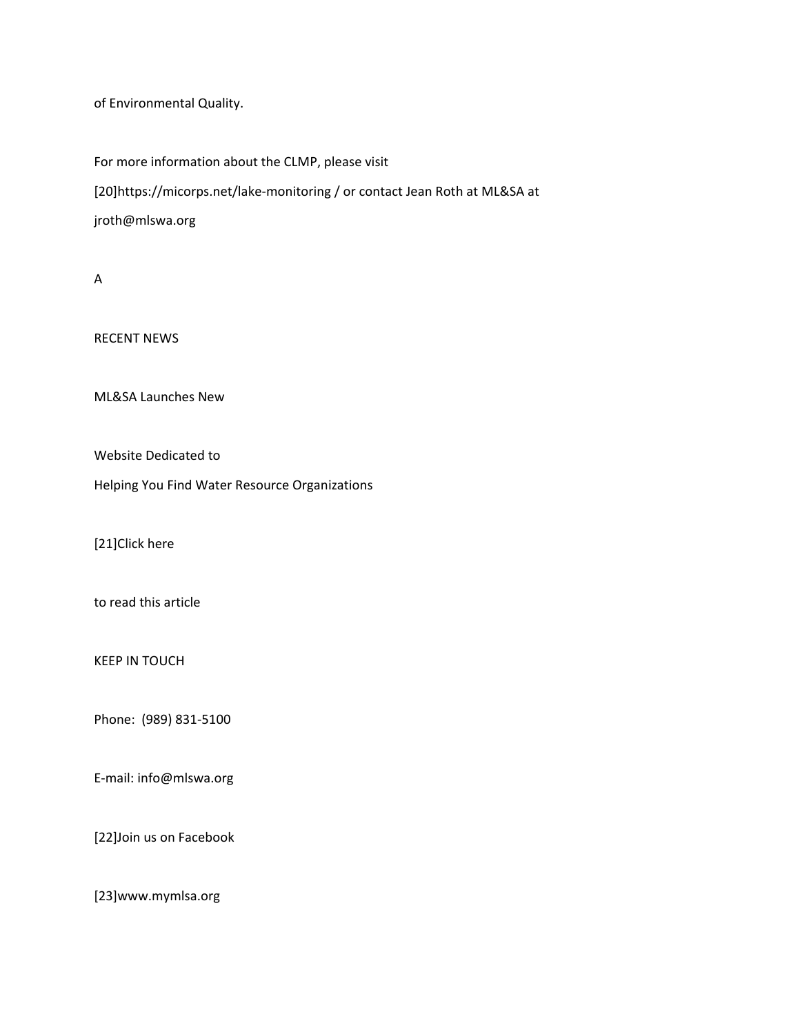of Environmental Quality.

For more information about the CLMP, please visit [20]https://micorps.net/lake-monitoring / or contact Jean Roth at ML&SA at jroth@mlswa.org

A

RECENT NEWS

ML&SA Launches New

Website Dedicated to

Helping You Find Water Resource Organizations

[21]Click here

to read this article

KEEP IN TOUCH

Phone: (989) 831-5100

E-mail: info@mlswa.org

[22]Join us on Facebook

[23]www.mymlsa.org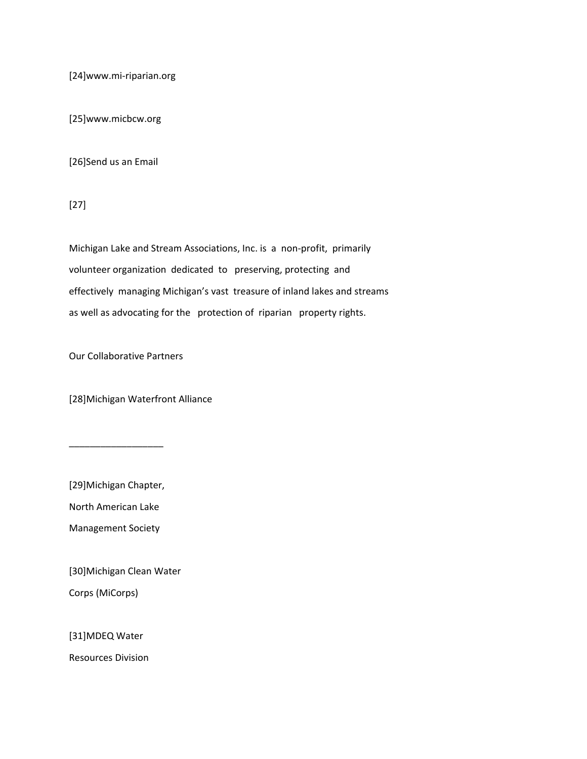[24]www.mi-riparian.org

[25]www.micbcw.org

[26]Send us an Email

[27]

Michigan Lake and Stream Associations, Inc. is a non-profit, primarily volunteer organization dedicated to preserving, protecting and effectively managing Michigan's vast treasure of inland lakes and streams as well as advocating for the protection of riparian property rights.

Our Collaborative Partners

[28]Michigan Waterfront Alliance

__________________

[29]Michigan Chapter,
North American Lake
Management Society

[30]Michigan Clean Water
Corps (MiCorps)

[31]MDEQ Water
Resources Division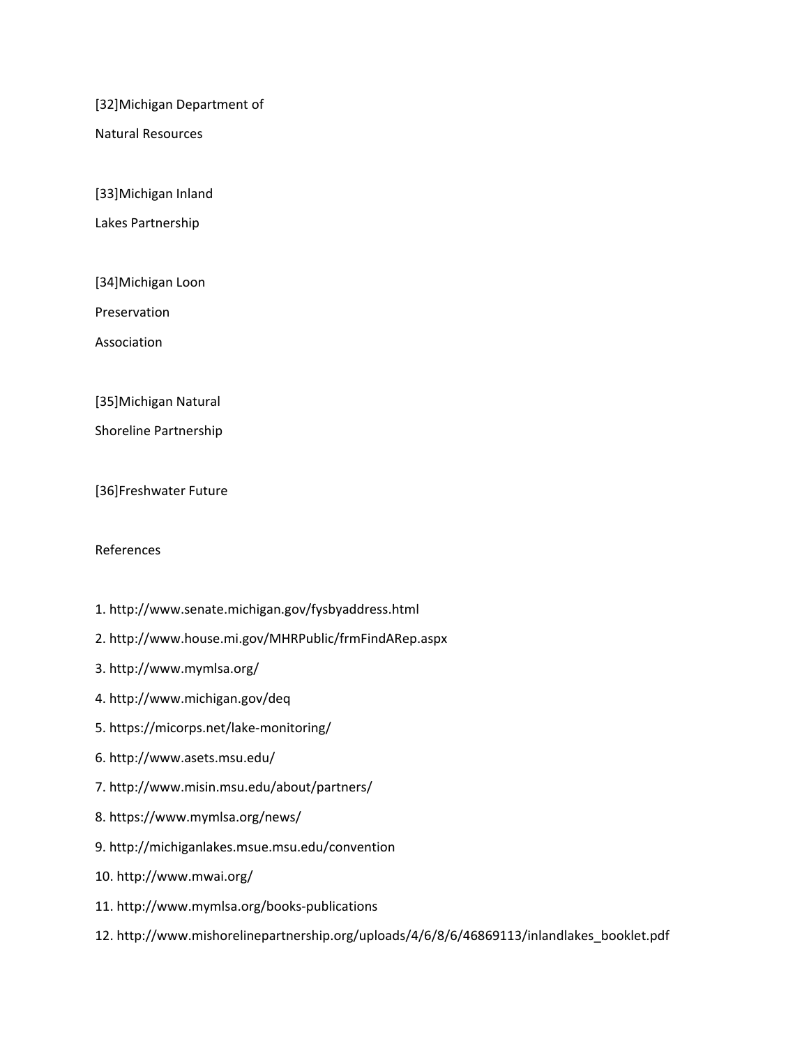[32]Michigan Department of Natural Resources

[33]Michigan Inland Lakes Partnership

[34]Michigan Loon Preservation Association

[35]Michigan Natural Shoreline Partnership

[36]Freshwater Future

References

1. http://www.senate.michigan.gov/fysbyaddress.html
2. http://www.house.mi.gov/MHRPublic/frmFindARep.aspx
3. http://www.mymlsa.org/
4. http://www.michigan.gov/deq
5. https://micorps.net/lake-monitoring/
6. http://www.asets.msu.edu/
7. http://www.misin.msu.edu/about/partners/
8. https://www.mymlsa.org/news/
9. http://michiganlakes.msue.msu.edu/convention
10. http://www.mwai.org/
11. http://www.mymlsa.org/books-publications
12. http://www.mishorelinepartnership.org/uploads/4/6/8/6/46869113/inlandlakes_booklet.pdf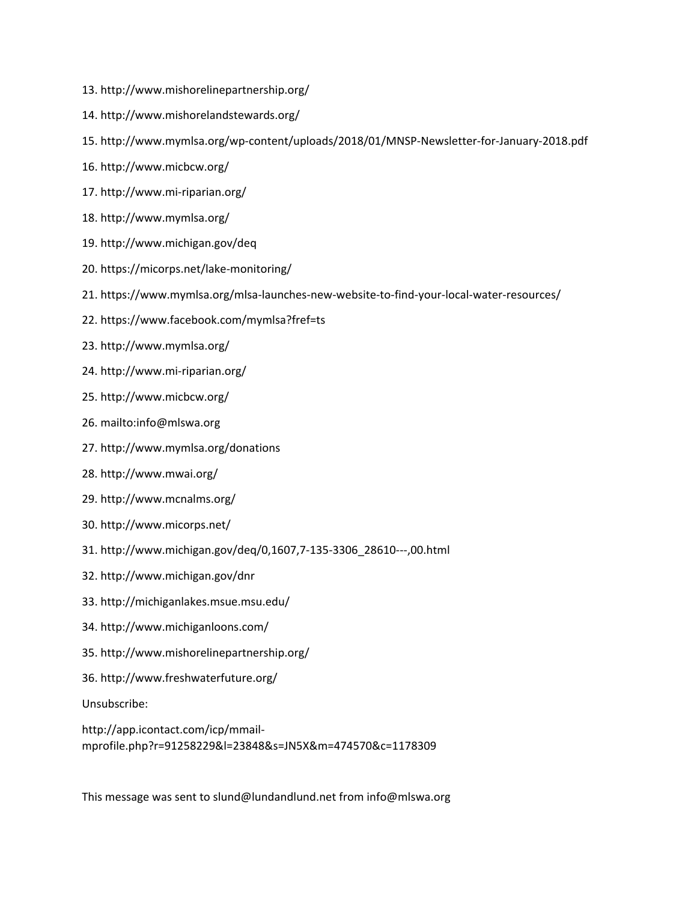13. http://www.mishorelinepartnership.org/
14. http://www.mishorelandstewards.org/
15. http://www.mymlsa.org/wp-content/uploads/2018/01/MNSP-Newsletter-for-January-2018.pdf
16. http://www.micbcw.org/
17. http://www.mi-riparian.org/
18. http://www.mymlsa.org/
19. http://www.michigan.gov/deq
20. https://micorps.net/lake-monitoring/
21. https://www.mymlsa.org/mlsa-launches-new-website-to-find-your-local-water-resources/
22. https://www.facebook.com/mymlsa?fref=ts
23. http://www.mymlsa.org/
24. http://www.mi-riparian.org/
25. http://www.micbcw.org/
26. mailto:info@mlswa.org
27. http://www.mymlsa.org/donations
28. http://www.mwai.org/
29. http://www.mcnalms.org/
30. http://www.micorps.net/
31. http://www.michigan.gov/deq/0,1607,7-135-3306_28610---,00.html
32. http://www.michigan.gov/dnr
33. http://michiganlakes.msue.msu.edu/
34. http://www.michiganloons.com/
35. http://www.mishorelinepartnership.org/
36. http://www.freshwaterfuture.org/

Unsubscribe:

http://app.icontact.com/icp/mmail-mprofile.php?r=91258229&l=23848&s=JN5X&m=474570&c=1178309

This message was sent to slund@lundandlund.net from info@mlswa.org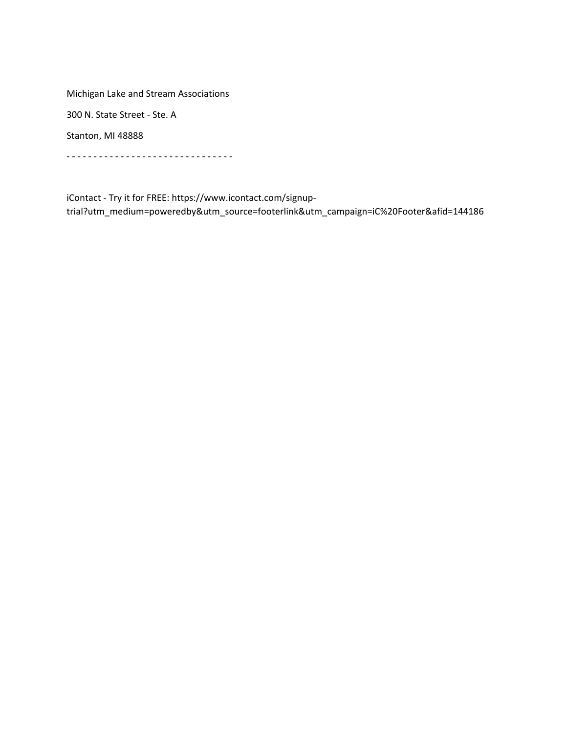Michigan Lake and Stream Associations

300 N. State Street - Ste. A

Stanton, MI 48888

- - - - - - - - - - - - - - - - - - - - - - - - - - - - - - -

iContact - Try it for FREE: https://www.icontact.com/signup-trial?utm_medium=poweredby&utm_source=footerlink&utm_campaign=iC%20Footer&afid=144186